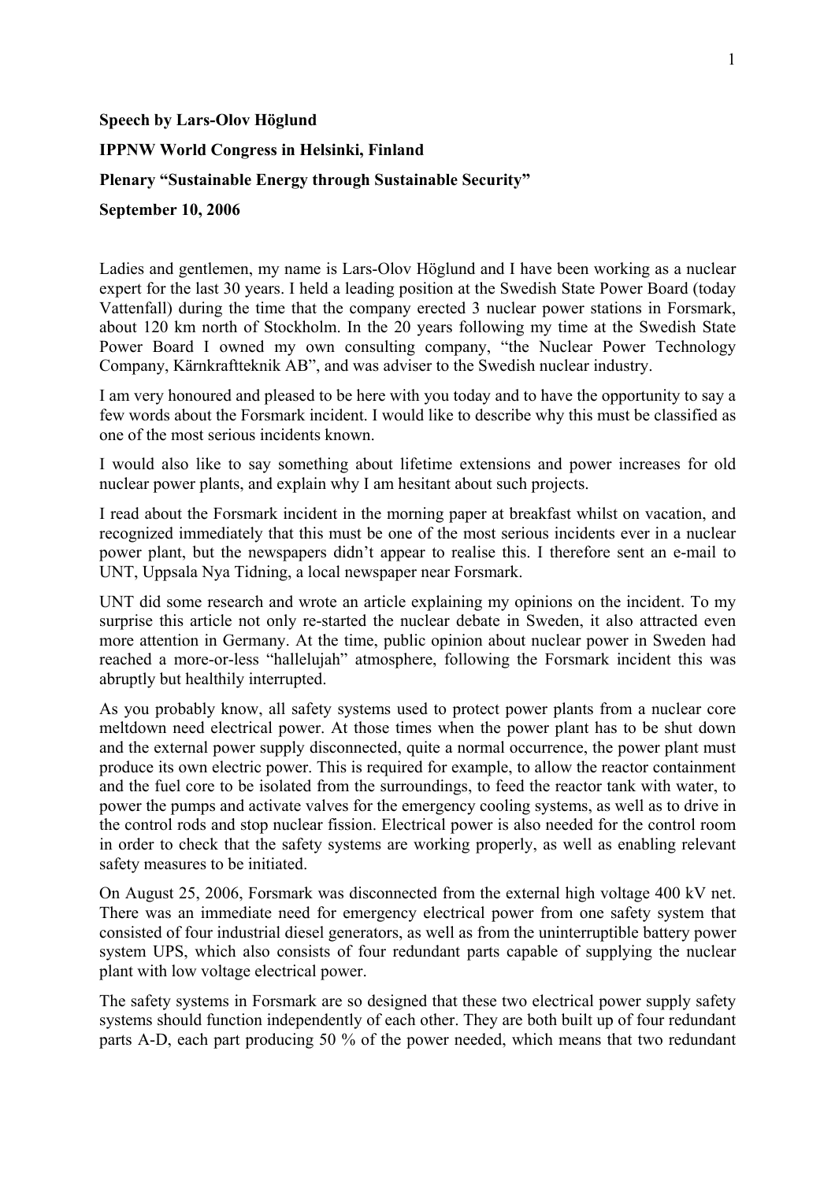**Speech by Lars-Olov Höglund**

**IPPNW World Congress in Helsinki, Finland**

**Plenary "Sustainable Energy through Sustainable Security"**

**September 10, 2006**

Ladies and gentlemen, my name is Lars-Olov Höglund and I have been working as a nuclear expert for the last 30 years. I held a leading position at the Swedish State Power Board (today Vattenfall) during the time that the company erected 3 nuclear power stations in Forsmark, about 120 km north of Stockholm. In the 20 years following my time at the Swedish State Power Board I owned my own consulting company, "the Nuclear Power Technology Company, Kärnkraftteknik AB", and was adviser to the Swedish nuclear industry.

I am very honoured and pleased to be here with you today and to have the opportunity to say a few words about the Forsmark incident. I would like to describe why this must be classified as one of the most serious incidents known.

I would also like to say something about lifetime extensions and power increases for old nuclear power plants, and explain why I am hesitant about such projects.

I read about the Forsmark incident in the morning paper at breakfast whilst on vacation, and recognized immediately that this must be one of the most serious incidents ever in a nuclear power plant, but the newspapers didn't appear to realise this. I therefore sent an e-mail to UNT, Uppsala Nya Tidning, a local newspaper near Forsmark.

UNT did some research and wrote an article explaining my opinions on the incident. To my surprise this article not only re-started the nuclear debate in Sweden, it also attracted even more attention in Germany. At the time, public opinion about nuclear power in Sweden had reached a more-or-less "hallelujah" atmosphere, following the Forsmark incident this was abruptly but healthily interrupted.

As you probably know, all safety systems used to protect power plants from a nuclear core meltdown need electrical power. At those times when the power plant has to be shut down and the external power supply disconnected, quite a normal occurrence, the power plant must produce its own electric power. This is required for example, to allow the reactor containment and the fuel core to be isolated from the surroundings, to feed the reactor tank with water, to power the pumps and activate valves for the emergency cooling systems, as well as to drive in the control rods and stop nuclear fission. Electrical power is also needed for the control room in order to check that the safety systems are working properly, as well as enabling relevant safety measures to be initiated.

On August 25, 2006, Forsmark was disconnected from the external high voltage 400 kV net. There was an immediate need for emergency electrical power from one safety system that consisted of four industrial diesel generators, as well as from the uninterruptible battery power system UPS, which also consists of four redundant parts capable of supplying the nuclear plant with low voltage electrical power.

The safety systems in Forsmark are so designed that these two electrical power supply safety systems should function independently of each other. They are both built up of four redundant parts A-D, each part producing 50 % of the power needed, which means that two redundant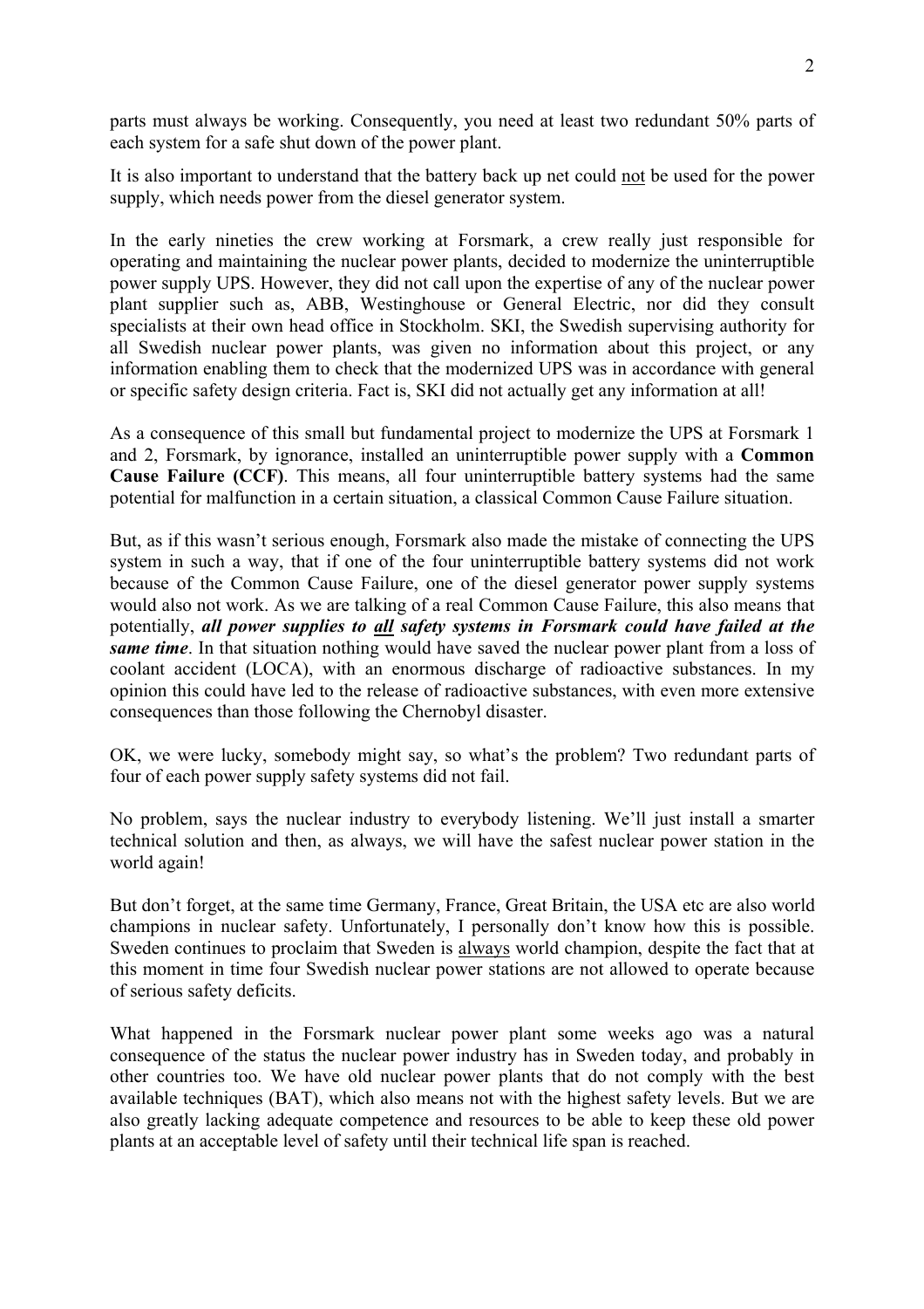parts must always be working. Consequently, you need at least two redundant 50% parts of each system for a safe shut down of the power plant.

It is also important to understand that the battery back up net could not be used for the power supply, which needs power from the diesel generator system.

In the early nineties the crew working at Forsmark, a crew really just responsible for operating and maintaining the nuclear power plants, decided to modernize the uninterruptible power supply UPS. However, they did not call upon the expertise of any of the nuclear power plant supplier such as, ABB, Westinghouse or General Electric, nor did they consult specialists at their own head office in Stockholm. SKI, the Swedish supervising authority for all Swedish nuclear power plants, was given no information about this project, or any information enabling them to check that the modernized UPS was in accordance with general or specific safety design criteria. Fact is, SKI did not actually get any information at all!

As a consequence of this small but fundamental project to modernize the UPS at Forsmark 1 and 2, Forsmark, by ignorance, installed an uninterruptible power supply with a **Common Cause Failure (CCF)**. This means, all four uninterruptible battery systems had the same potential for malfunction in a certain situation, a classical Common Cause Failure situation.

But, as if this wasn't serious enough, Forsmark also made the mistake of connecting the UPS system in such a way, that if one of the four uninterruptible battery systems did not work because of the Common Cause Failure, one of the diesel generator power supply systems would also not work. As we are talking of a real Common Cause Failure, this also means that potentially, ***all power supplies to all safety systems in Forsmark could have failed at the same time***. In that situation nothing would have saved the nuclear power plant from a loss of coolant accident (LOCA), with an enormous discharge of radioactive substances. In my opinion this could have led to the release of radioactive substances, with even more extensive consequences than those following the Chernobyl disaster.

OK, we were lucky, somebody might say, so what's the problem? Two redundant parts of four of each power supply safety systems did not fail.

No problem, says the nuclear industry to everybody listening. We'll just install a smarter technical solution and then, as always, we will have the safest nuclear power station in the world again!

But don't forget, at the same time Germany, France, Great Britain, the USA etc are also world champions in nuclear safety. Unfortunately, I personally don't know how this is possible. Sweden continues to proclaim that Sweden is always world champion, despite the fact that at this moment in time four Swedish nuclear power stations are not allowed to operate because of serious safety deficits.

What happened in the Forsmark nuclear power plant some weeks ago was a natural consequence of the status the nuclear power industry has in Sweden today, and probably in other countries too. We have old nuclear power plants that do not comply with the best available techniques (BAT), which also means not with the highest safety levels. But we are also greatly lacking adequate competence and resources to be able to keep these old power plants at an acceptable level of safety until their technical life span is reached.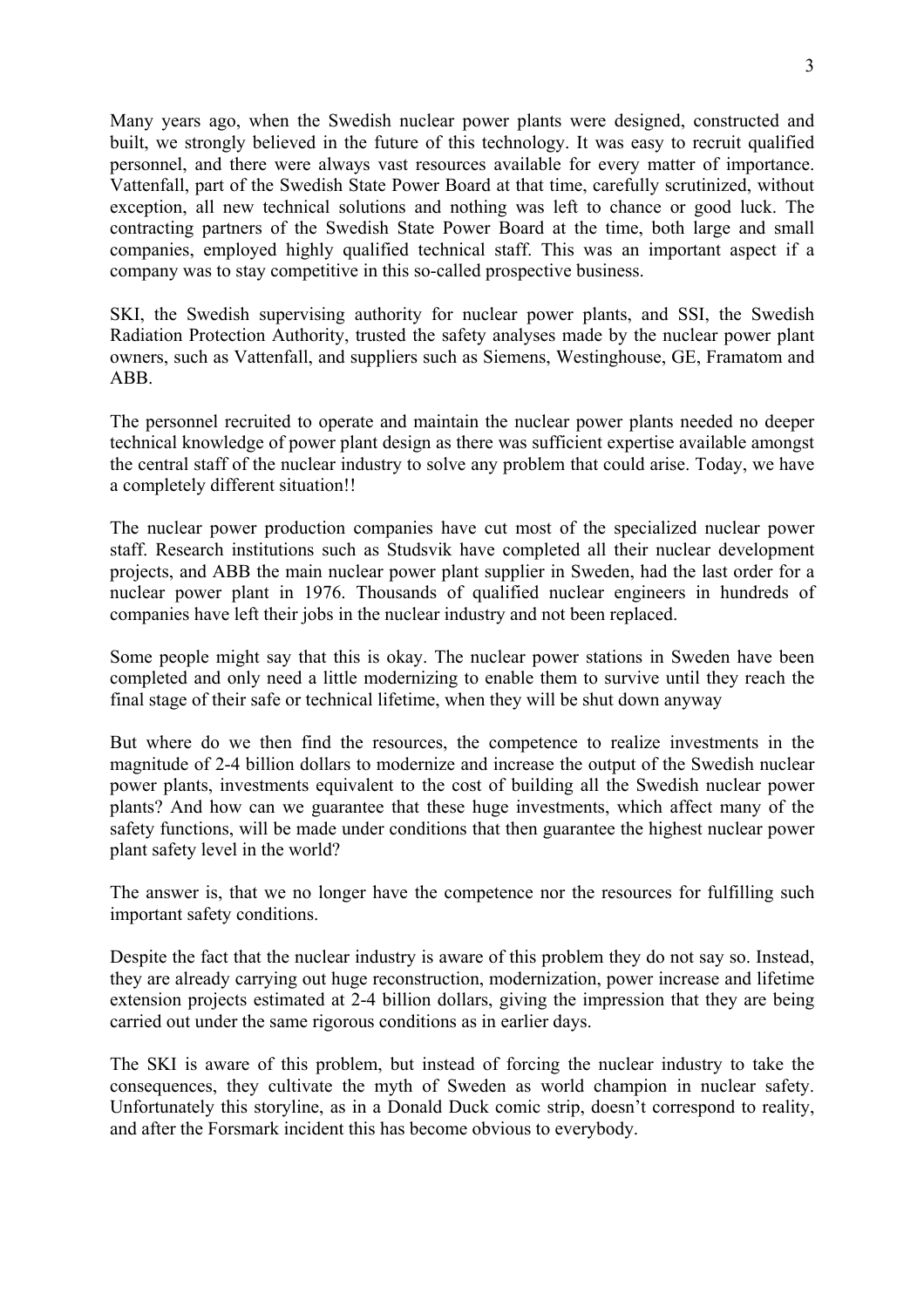Many years ago, when the Swedish nuclear power plants were designed, constructed and built, we strongly believed in the future of this technology. It was easy to recruit qualified personnel, and there were always vast resources available for every matter of importance. Vattenfall, part of the Swedish State Power Board at that time, carefully scrutinized, without exception, all new technical solutions and nothing was left to chance or good luck. The contracting partners of the Swedish State Power Board at the time, both large and small companies, employed highly qualified technical staff. This was an important aspect if a company was to stay competitive in this so-called prospective business.

SKI, the Swedish supervising authority for nuclear power plants, and SSI, the Swedish Radiation Protection Authority, trusted the safety analyses made by the nuclear power plant owners, such as Vattenfall, and suppliers such as Siemens, Westinghouse, GE, Framatom and ABB.

The personnel recruited to operate and maintain the nuclear power plants needed no deeper technical knowledge of power plant design as there was sufficient expertise available amongst the central staff of the nuclear industry to solve any problem that could arise. Today, we have a completely different situation!!

The nuclear power production companies have cut most of the specialized nuclear power staff. Research institutions such as Studsvik have completed all their nuclear development projects, and ABB the main nuclear power plant supplier in Sweden, had the last order for a nuclear power plant in 1976. Thousands of qualified nuclear engineers in hundreds of companies have left their jobs in the nuclear industry and not been replaced.

Some people might say that this is okay. The nuclear power stations in Sweden have been completed and only need a little modernizing to enable them to survive until they reach the final stage of their safe or technical lifetime, when they will be shut down anyway

But where do we then find the resources, the competence to realize investments in the magnitude of 2-4 billion dollars to modernize and increase the output of the Swedish nuclear power plants, investments equivalent to the cost of building all the Swedish nuclear power plants? And how can we guarantee that these huge investments, which affect many of the safety functions, will be made under conditions that then guarantee the highest nuclear power plant safety level in the world?

The answer is, that we no longer have the competence nor the resources for fulfilling such important safety conditions.

Despite the fact that the nuclear industry is aware of this problem they do not say so. Instead, they are already carrying out huge reconstruction, modernization, power increase and lifetime extension projects estimated at 2-4 billion dollars, giving the impression that they are being carried out under the same rigorous conditions as in earlier days.

The SKI is aware of this problem, but instead of forcing the nuclear industry to take the consequences, they cultivate the myth of Sweden as world champion in nuclear safety. Unfortunately this storyline, as in a Donald Duck comic strip, doesn't correspond to reality, and after the Forsmark incident this has become obvious to everybody.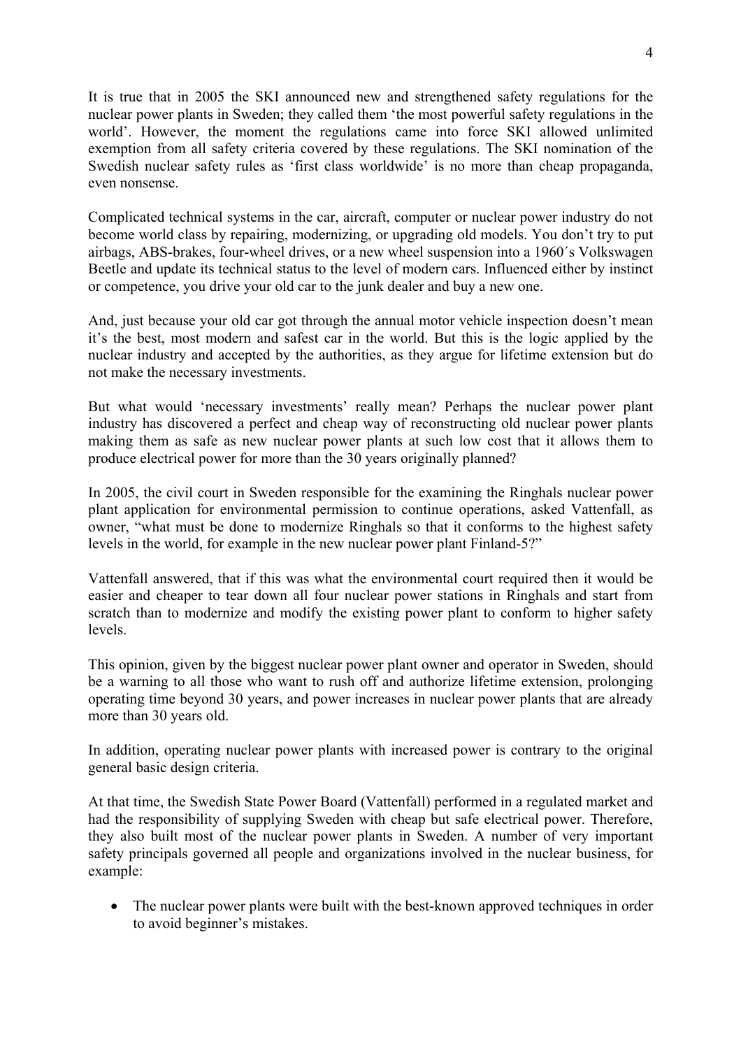It is true that in 2005 the SKI announced new and strengthened safety regulations for the nuclear power plants in Sweden; they called them 'the most powerful safety regulations in the world'. However, the moment the regulations came into force SKI allowed unlimited exemption from all safety criteria covered by these regulations. The SKI nomination of the Swedish nuclear safety rules as 'first class worldwide' is no more than cheap propaganda, even nonsense.

Complicated technical systems in the car, aircraft, computer or nuclear power industry do not become world class by repairing, modernizing, or upgrading old models. You don't try to put airbags, ABS-brakes, four-wheel drives, or a new wheel suspension into a 1960´s Volkswagen Beetle and update its technical status to the level of modern cars. Influenced either by instinct or competence, you drive your old car to the junk dealer and buy a new one.

And, just because your old car got through the annual motor vehicle inspection doesn't mean it's the best, most modern and safest car in the world. But this is the logic applied by the nuclear industry and accepted by the authorities, as they argue for lifetime extension but do not make the necessary investments.

But what would 'necessary investments' really mean? Perhaps the nuclear power plant industry has discovered a perfect and cheap way of reconstructing old nuclear power plants making them as safe as new nuclear power plants at such low cost that it allows them to produce electrical power for more than the 30 years originally planned?

In 2005, the civil court in Sweden responsible for the examining the Ringhals nuclear power plant application for environmental permission to continue operations, asked Vattenfall, as owner, "what must be done to modernize Ringhals so that it conforms to the highest safety levels in the world, for example in the new nuclear power plant Finland-5?"

Vattenfall answered, that if this was what the environmental court required then it would be easier and cheaper to tear down all four nuclear power stations in Ringhals and start from scratch than to modernize and modify the existing power plant to conform to higher safety levels.

This opinion, given by the biggest nuclear power plant owner and operator in Sweden, should be a warning to all those who want to rush off and authorize lifetime extension, prolonging operating time beyond 30 years, and power increases in nuclear power plants that are already more than 30 years old.

In addition, operating nuclear power plants with increased power is contrary to the original general basic design criteria.

At that time, the Swedish State Power Board (Vattenfall) performed in a regulated market and had the responsibility of supplying Sweden with cheap but safe electrical power. Therefore, they also built most of the nuclear power plants in Sweden. A number of very important safety principals governed all people and organizations involved in the nuclear business, for example:

- The nuclear power plants were built with the best-known approved techniques in order to avoid beginner's mistakes.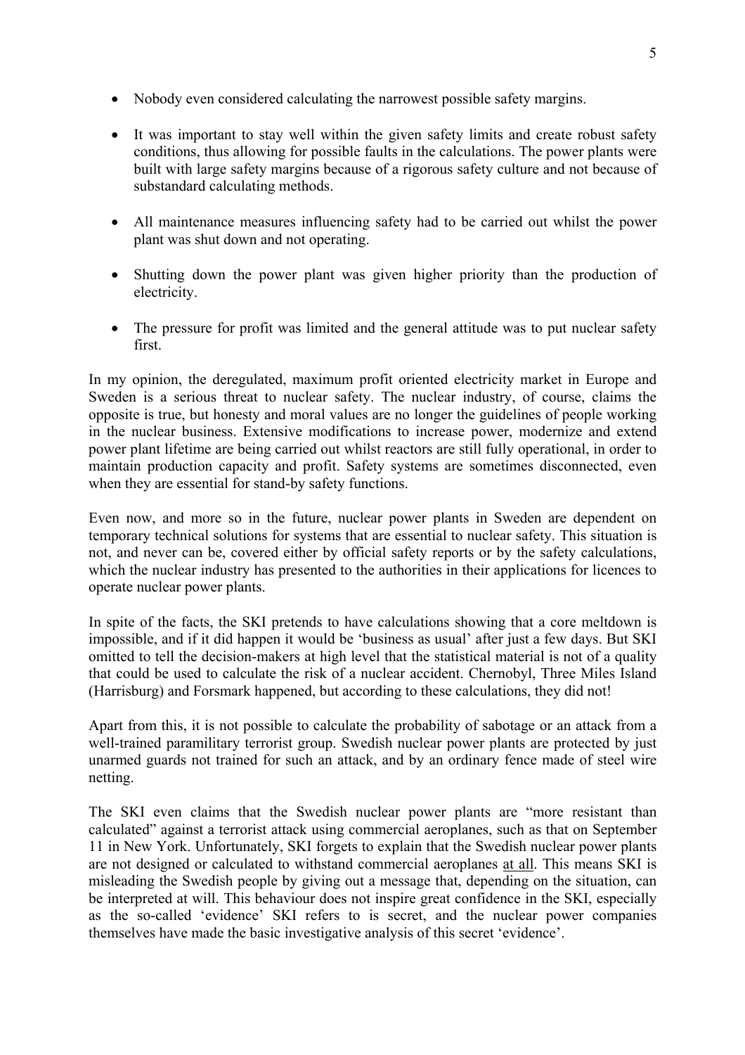- Nobody even considered calculating the narrowest possible safety margins.

- It was important to stay well within the given safety limits and create robust safety conditions, thus allowing for possible faults in the calculations. The power plants were built with large safety margins because of a rigorous safety culture and not because of substandard calculating methods.

- All maintenance measures influencing safety had to be carried out whilst the power plant was shut down and not operating.

- Shutting down the power plant was given higher priority than the production of electricity.

- The pressure for profit was limited and the general attitude was to put nuclear safety first.

In my opinion, the deregulated, maximum profit oriented electricity market in Europe and Sweden is a serious threat to nuclear safety. The nuclear industry, of course, claims the opposite is true, but honesty and moral values are no longer the guidelines of people working in the nuclear business. Extensive modifications to increase power, modernize and extend power plant lifetime are being carried out whilst reactors are still fully operational, in order to maintain production capacity and profit. Safety systems are sometimes disconnected, even when they are essential for stand-by safety functions.

Even now, and more so in the future, nuclear power plants in Sweden are dependent on temporary technical solutions for systems that are essential to nuclear safety. This situation is not, and never can be, covered either by official safety reports or by the safety calculations, which the nuclear industry has presented to the authorities in their applications for licences to operate nuclear power plants.

In spite of the facts, the SKI pretends to have calculations showing that a core meltdown is impossible, and if it did happen it would be 'business as usual' after just a few days. But SKI omitted to tell the decision-makers at high level that the statistical material is not of a quality that could be used to calculate the risk of a nuclear accident. Chernobyl, Three Miles Island (Harrisburg) and Forsmark happened, but according to these calculations, they did not!

Apart from this, it is not possible to calculate the probability of sabotage or an attack from a well-trained paramilitary terrorist group. Swedish nuclear power plants are protected by just unarmed guards not trained for such an attack, and by an ordinary fence made of steel wire netting.

The SKI even claims that the Swedish nuclear power plants are "more resistant than calculated" against a terrorist attack using commercial aeroplanes, such as that on September 11 in New York. Unfortunately, SKI forgets to explain that the Swedish nuclear power plants are not designed or calculated to withstand commercial aeroplanes <u>at all</u>. This means SKI is misleading the Swedish people by giving out a message that, depending on the situation, can be interpreted at will. This behaviour does not inspire great confidence in the SKI, especially as the so-called 'evidence' SKI refers to is secret, and the nuclear power companies themselves have made the basic investigative analysis of this secret 'evidence'.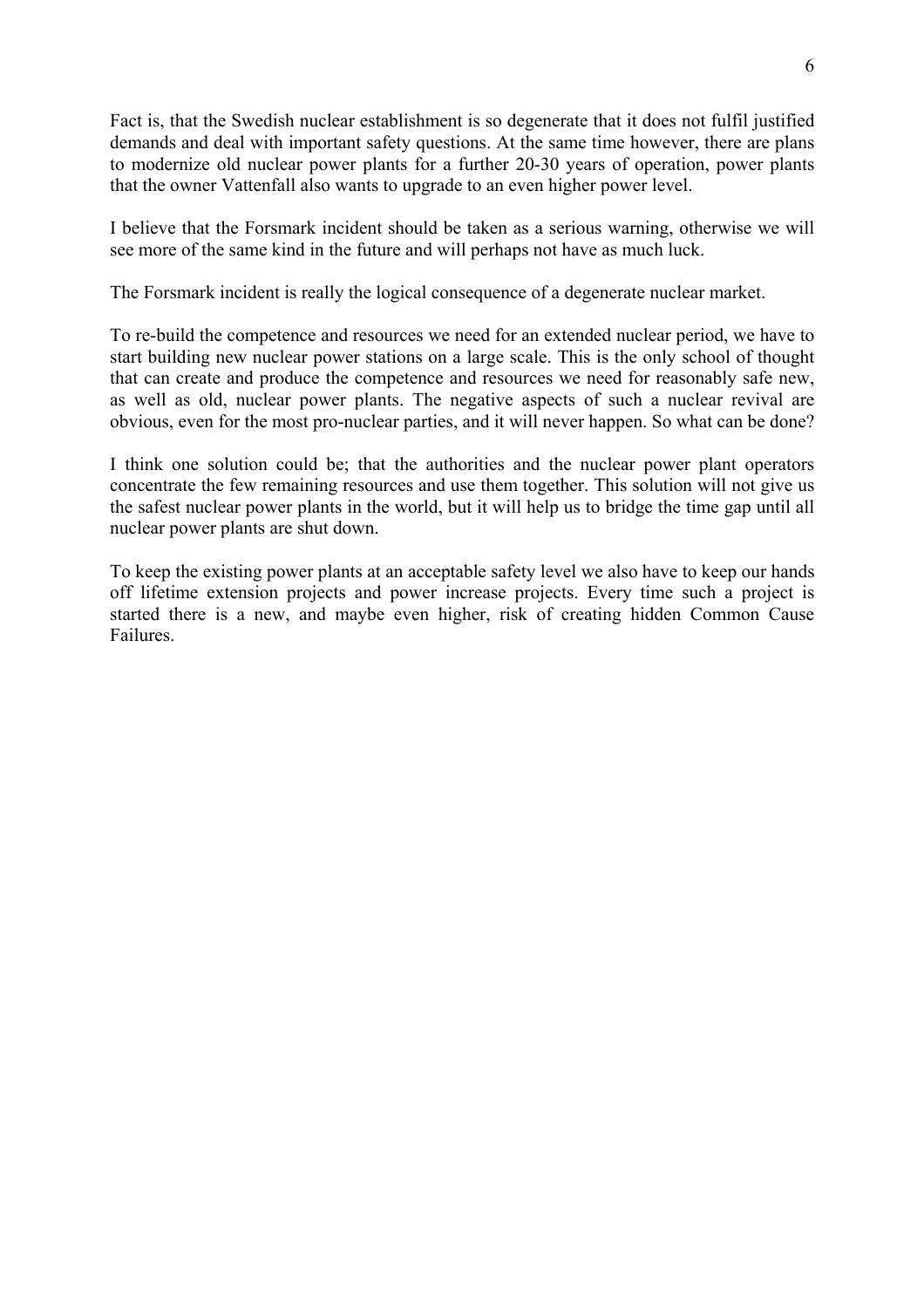Fact is, that the Swedish nuclear establishment is so degenerate that it does not fulfil justified demands and deal with important safety questions. At the same time however, there are plans to modernize old nuclear power plants for a further 20-30 years of operation, power plants that the owner Vattenfall also wants to upgrade to an even higher power level.

I believe that the Forsmark incident should be taken as a serious warning, otherwise we will see more of the same kind in the future and will perhaps not have as much luck.

The Forsmark incident is really the logical consequence of a degenerate nuclear market.

To re-build the competence and resources we need for an extended nuclear period, we have to start building new nuclear power stations on a large scale. This is the only school of thought that can create and produce the competence and resources we need for reasonably safe new, as well as old, nuclear power plants. The negative aspects of such a nuclear revival are obvious, even for the most pro-nuclear parties, and it will never happen. So what can be done?

I think one solution could be; that the authorities and the nuclear power plant operators concentrate the few remaining resources and use them together. This solution will not give us the safest nuclear power plants in the world, but it will help us to bridge the time gap until all nuclear power plants are shut down.

To keep the existing power plants at an acceptable safety level we also have to keep our hands off lifetime extension projects and power increase projects. Every time such a project is started there is a new, and maybe even higher, risk of creating hidden Common Cause Failures.